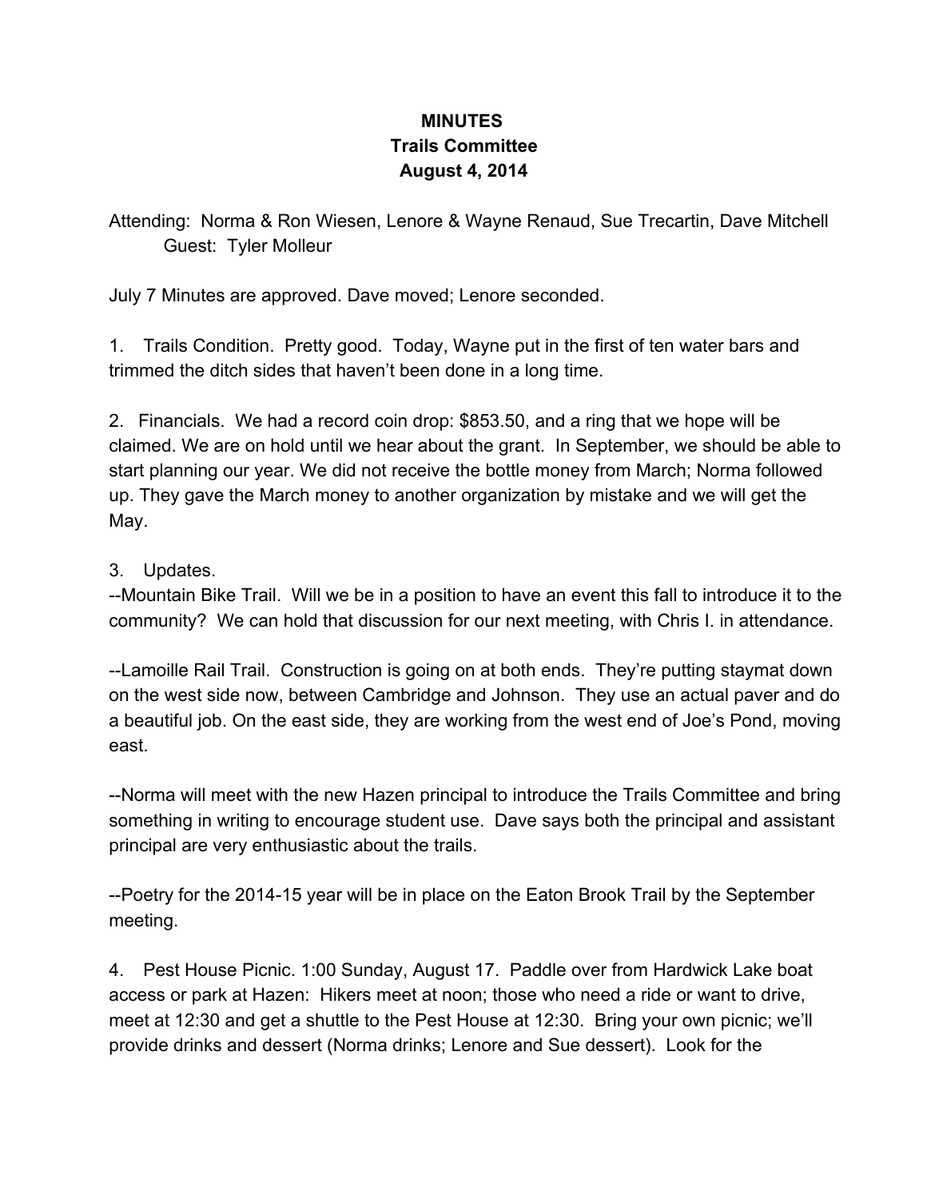**MINUTES**
**Trails Committee**
**August 4, 2014**

Attending: Norma & Ron Wiesen, Lenore & Wayne Renaud, Sue Trecartin, Dave Mitchell
Guest: Tyler Molleur

July 7 Minutes are approved. Dave moved; Lenore seconded.

1. Trails Condition. Pretty good. Today, Wayne put in the first of ten water bars and trimmed the ditch sides that haven't been done in a long time.

2. Financials. We had a record coin drop: $853.50, and a ring that we hope will be claimed. We are on hold until we hear about the grant. In September, we should be able to start planning our year. We did not receive the bottle money from March; Norma followed up. They gave the March money to another organization by mistake and we will get the May.

3. Updates.

--Mountain Bike Trail. Will we be in a position to have an event this fall to introduce it to the community? We can hold that discussion for our next meeting, with Chris I. in attendance.

--Lamoille Rail Trail. Construction is going on at both ends. They're putting staymat down on the west side now, between Cambridge and Johnson. They use an actual paver and do a beautiful job. On the east side, they are working from the west end of Joe's Pond, moving east.

--Norma will meet with the new Hazen principal to introduce the Trails Committee and bring something in writing to encourage student use. Dave says both the principal and assistant principal are very enthusiastic about the trails.

--Poetry for the 2014-15 year will be in place on the Eaton Brook Trail by the September meeting.

4. Pest House Picnic. 1:00 Sunday, August 17. Paddle over from Hardwick Lake boat access or park at Hazen: Hikers meet at noon; those who need a ride or want to drive, meet at 12:30 and get a shuttle to the Pest House at 12:30. Bring your own picnic; we'll provide drinks and dessert (Norma drinks; Lenore and Sue dessert). Look for the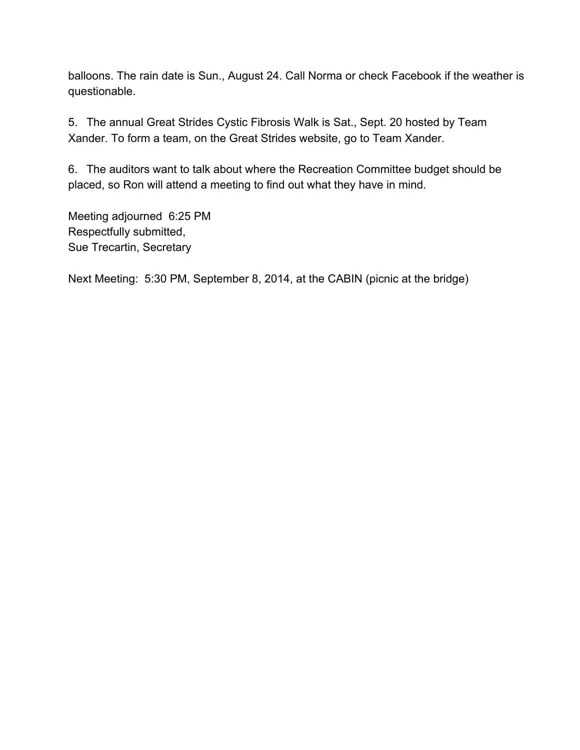balloons. The rain date is Sun., August 24. Call Norma or check Facebook if the weather is questionable.

5. The annual Great Strides Cystic Fibrosis Walk is Sat., Sept. 20 hosted by Team Xander. To form a team, on the Great Strides website, go to Team Xander.

6. The auditors want to talk about where the Recreation Committee budget should be placed, so Ron will attend a meeting to find out what they have in mind.

Meeting adjourned 6:25 PM  
Respectfully submitted,  
Sue Trecartin, Secretary

Next Meeting: 5:30 PM, September 8, 2014, at the CABIN (picnic at the bridge)